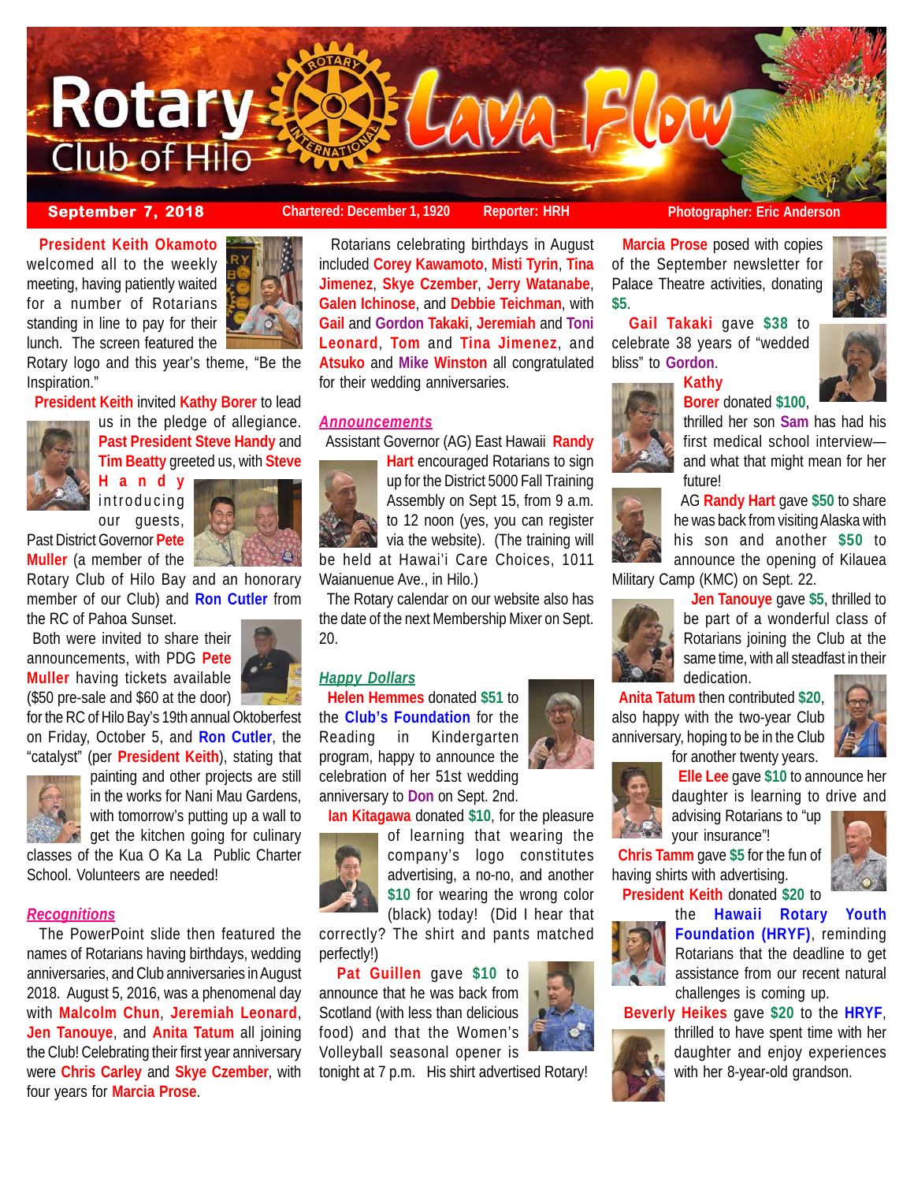# Rotary Club of Hilo Lava Flow

**September 7, 2018** | Chartered: December 1, 1920 | Reporter: HRH | Photographer: Eric Anderson

**President Keith Okamoto** welcomed all to the weekly meeting, having patiently waited for a number of Rotarians standing in line to pay for their lunch. The screen featured the Rotary logo and this year's theme, "Be the Inspiration."

**President Keith** invited **Kathy Borer** to lead us in the pledge of allegiance. **Past President Steve Handy** and **Tim Beatty** greeted us, with **Steve Handy** introducing our guests, Past District Governor **Pete Muller** (a member of the Rotary Club of Hilo Bay and an honorary member of our Club) and **Ron Cutler** from the RC of Pahoa Sunset.

Both were invited to share their announcements, with PDG **Pete Muller** having tickets available ($50 pre-sale and $60 at the door) for the RC of Hilo Bay's 19th annual Oktoberfest on Friday, October 5, and **Ron Cutler**, the "catalyst" (per **President Keith**), stating that painting and other projects are still in the works for Nani Mau Gardens, with tomorrow's putting up a wall to get the kitchen going for culinary classes of the Kua O Ka La Public Charter School. Volunteers are needed!

## *Recognitions*

The PowerPoint slide then featured the names of Rotarians having birthdays, wedding anniversaries, and Club anniversaries in August 2018. August 5, 2016, was a phenomenal day with **Malcolm Chun**, **Jeremiah Leonard**, **Jen Tanouye**, and **Anita Tatum** all joining the Club! Celebrating their first year anniversary were **Chris Carley** and **Skye Czember**, with four years for **Marcia Prose**.

Rotarians celebrating birthdays in August included **Corey Kawamoto**, **Misti Tyrin**, **Tina Jimenez**, **Skye Czember**, **Jerry Watanabe**, **Galen Ichinose**, and **Debbie Teichman**, with **Gail** and **Gordon Takaki**, **Jeremiah** and **Toni Leonard**, **Tom** and **Tina Jimenez**, and **Atsuko** and **Mike Winston** all congratulated for their wedding anniversaries.

## *Announcements*

Assistant Governor (AG) East Hawaii **Randy Hart** encouraged Rotarians to sign up for the District 5000 Fall Training Assembly on Sept 15, from 9 a.m. to 12 noon (yes, you can register via the website). (The training will be held at Hawai'i Care Choices, 1011 Waianuenue Ave., in Hilo.)

The Rotary calendar on our website also has the date of the next Membership Mixer on Sept. 20.

## *Happy Dollars*

**Helen Hemmes** donated **$51** to the **Club's Foundation** for the Reading in Kindergarten program, happy to announce the celebration of her 51st wedding anniversary to **Don** on Sept. 2nd.

**Ian Kitagawa** donated **$10**, for the pleasure of learning that wearing the company's logo constitutes advertising, a no-no, and another **$10** for wearing the wrong color (black) today! (Did I hear that correctly? The shirt and pants matched perfectly!)

**Pat Guillen** gave **$10** to announce that he was back from Scotland (with less than delicious food) and that the Women's Volleyball seasonal opener is tonight at 7 p.m. His shirt advertised Rotary!

**Marcia Prose** posed with copies of the September newsletter for Palace Theatre activities, donating **$5**.

**Gail Takaki** gave **$38** to celebrate 38 years of "wedded bliss" to **Gordon**.

**Kathy Borer** donated **$100**, thrilled her son **Sam** has had his first medical school interview—and what that might mean for her future!

AG **Randy Hart** gave **$50** to share he was back from visiting Alaska with his son and another **$50** to announce the opening of Kilauea Military Camp (KMC) on Sept. 22.

**Jen Tanouye** gave **$5**, thrilled to be part of a wonderful class of Rotarians joining the Club at the same time, with all steadfast in their dedication.

**Anita Tatum** then contributed **$20**, also happy with the two-year Club anniversary, hoping to be in the Club for another twenty years.

**Elle Lee** gave **$10** to announce her daughter is learning to drive and advising Rotarians to "up your insurance"!

**Chris Tamm** gave **$5** for the fun of having shirts with advertising.

**President Keith** donated **$20** to the **Hawaii Rotary Youth Foundation (HRYF)**, reminding Rotarians that the deadline to get assistance from our recent natural challenges is coming up.

**Beverly Heikes** gave **$20** to the **HRYF**, thrilled to have spent time with her daughter and enjoy experiences with her 8-year-old grandson.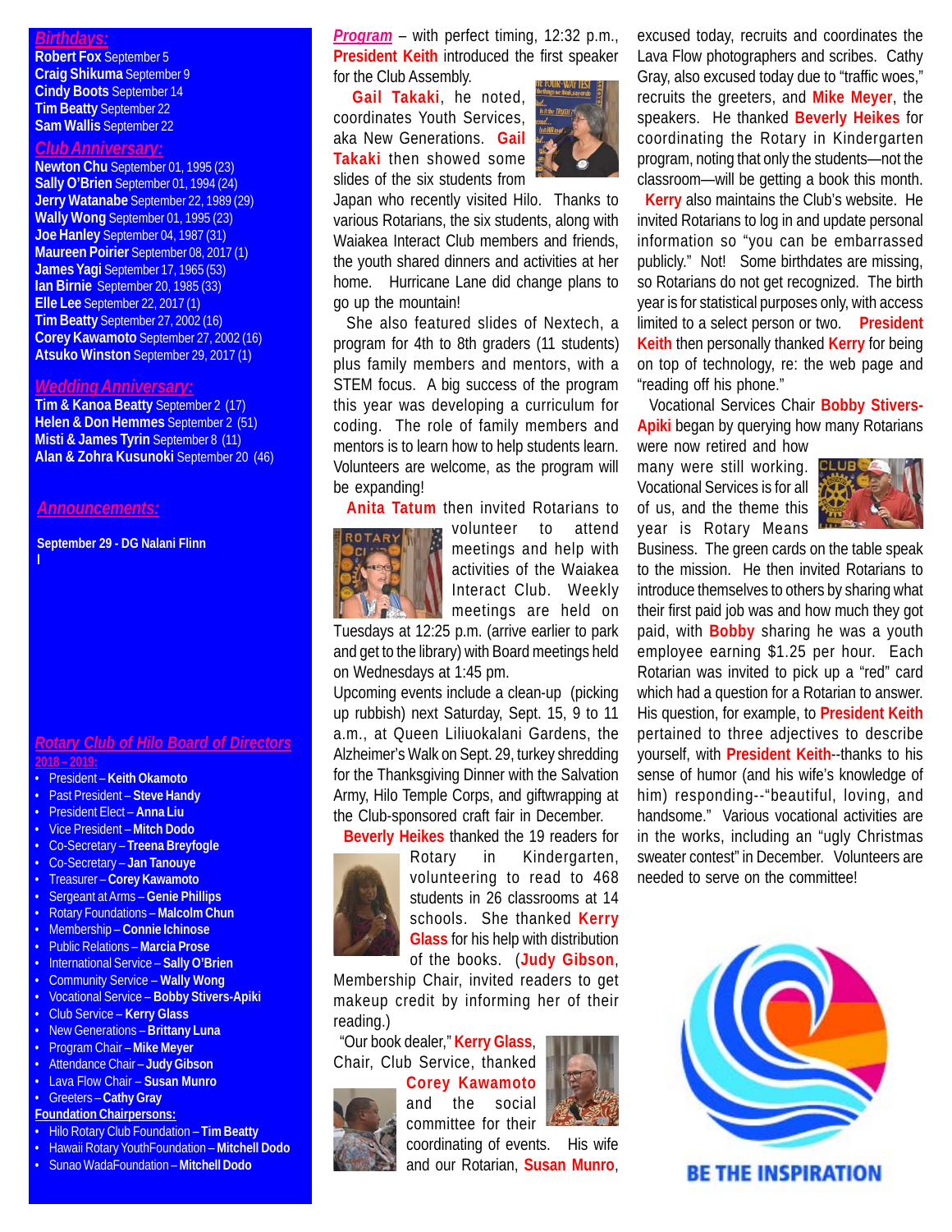## *Birthdays:*

**Robert Fox** September 5
**Craig Shikuma** September 9
**Cindy Boots** September 14
**Tim Beatty** September 22
**Sam Wallis** September 22

## *Club Anniversary:*

**Newton Chu** September 01, 1995 (23)
**Sally O'Brien** September 01, 1994 (24)
**Jerry Watanabe** September 22, 1989 (29)
**Wally Wong** September 01, 1995 (23)
**Joe Hanley** September 04, 1987 (31)
**Maureen Poirier** September 08, 2017 (1)
**James Yagi** September 17, 1965 (53)
**Ian Birnie** September 20, 1985 (33)
**Elle Lee** September 22, 2017 (1)
**Tim Beatty** September 27, 2002 (16)
**Corey Kawamoto** September 27, 2002 (16)
**Atsuko Winston** September 29, 2017 (1)

## *Wedding Anniversary:*

**Tim & Kanoa Beatty** September 2 (17)
**Helen & Don Hemmes** September 2 (51)
**Misti & James Tyrin** September 8 (11)
**Alan & Zohra Kusunoki** September 20 (46)

## *Announcements:*

**September 29 - DG Nalani Flinn**

## *Rotary Club of Hilo Board of Directors*

**2018 – 2019:**

- President – **Keith Okamoto**
- Past President – **Steve Handy**
- President Elect – **Anna Liu**
- Vice President – **Mitch Dodo**
- Co-Secretary – **Treena Breyfogle**
- Co-Secretary – **Jan Tanouye**
- Treasurer – **Corey Kawamoto**
- Sergeant at Arms – **Genie Phillips**
- Rotary Foundations – **Malcolm Chun**
- Membership – **Connie Ichinose**
- Public Relations – **Marcia Prose**
- International Service – **Sally O'Brien**
- Community Service – **Wally Wong**
- Vocational Service – **Bobby Stivers-Apiki**
- Club Service – **Kerry Glass**
- New Generations – **Brittany Luna**
- Program Chair – **Mike Meyer**
- Attendance Chair – **Judy Gibson**
- Lava Flow Chair – **Susan Munro**
- Greeters – **Cathy Gray**

**Foundation Chairpersons:**

- Hilo Rotary Club Foundation – **Tim Beatty**
- Hawaii Rotary YouthFoundation – **Mitchell Dodo**
- Sunao WadaFoundation – **Mitchell Dodo**

***Program*** – with perfect timing, 12:32 p.m., **President Keith** introduced the first speaker for the Club Assembly.

**Gail Takaki**, he noted, coordinates Youth Services, aka New Generations. **Gail Takaki** then showed some slides of the six students from Japan who recently visited Hilo. Thanks to various Rotarians, the six students, along with Waiakea Interact Club members and friends, the youth shared dinners and activities at her home. Hurricane Lane did change plans to go up the mountain!

She also featured slides of Nextech, a program for 4th to 8th graders (11 students) plus family members and mentors, with a STEM focus. A big success of the program this year was developing a curriculum for coding. The role of family members and mentors is to learn how to help students learn. Volunteers are welcome, as the program will be expanding!

**Anita Tatum** then invited Rotarians to volunteer to attend meetings and help with activities of the Waiakea Interact Club. Weekly meetings are held on Tuesdays at 12:25 p.m. (arrive earlier to park and get to the library) with Board meetings held on Wednesdays at 1:45 pm.

Upcoming events include a clean-up (picking up rubbish) next Saturday, Sept. 15, 9 to 11 a.m., at Queen Liliuokalani Gardens, the Alzheimer's Walk on Sept. 29, turkey shredding for the Thanksgiving Dinner with the Salvation Army, Hilo Temple Corps, and giftwrapping at the Club-sponsored craft fair in December.

**Beverly Heikes** thanked the 19 readers for Rotary in Kindergarten, volunteering to read to 468 students in 26 classrooms at 14 schools. She thanked **Kerry Glass** for his help with distribution of the books. (**Judy Gibson**, Membership Chair, invited readers to get makeup credit by informing her of their reading.)

"Our book dealer," **Kerry Glass**, Chair, Club Service, thanked **Corey Kawamoto** and the social committee for their coordinating of events. His wife and our Rotarian, **Susan Munro**, excused today, recruits and coordinates the Lava Flow photographers and scribes. Cathy Gray, also excused today due to "traffic woes," recruits the greeters, and **Mike Meyer**, the speakers. He thanked **Beverly Heikes** for coordinating the Rotary in Kindergarten program, noting that only the students—not the classroom—will be getting a book this month.

**Kerry** also maintains the Club's website. He invited Rotarians to log in and update personal information so "you can be embarrassed publicly." Not! Some birthdates are missing, so Rotarians do not get recognized. The birth year is for statistical purposes only, with access limited to a select person or two. **President Keith** then personally thanked **Kerry** for being on top of technology, re: the web page and "reading off his phone."

Vocational Services Chair **Bobby Stivers-Apiki** began by querying how many Rotarians were now retired and how many were still working. Vocational Services is for all of us, and the theme this year is Rotary Means Business. The green cards on the table speak to the mission. He then invited Rotarians to introduce themselves to others by sharing what their first paid job was and how much they got paid, with **Bobby** sharing he was a youth employee earning $1.25 per hour. Each Rotarian was invited to pick up a "red" card which had a question for a Rotarian to answer. His question, for example, to **President Keith** pertained to three adjectives to describe yourself, with **President Keith**--thanks to his sense of humor (and his wife's knowledge of him) responding--"beautiful, loving, and handsome." Various vocational activities are in the works, including an "ugly Christmas sweater contest" in December. Volunteers are needed to serve on the committee!

BE THE INSPIRATION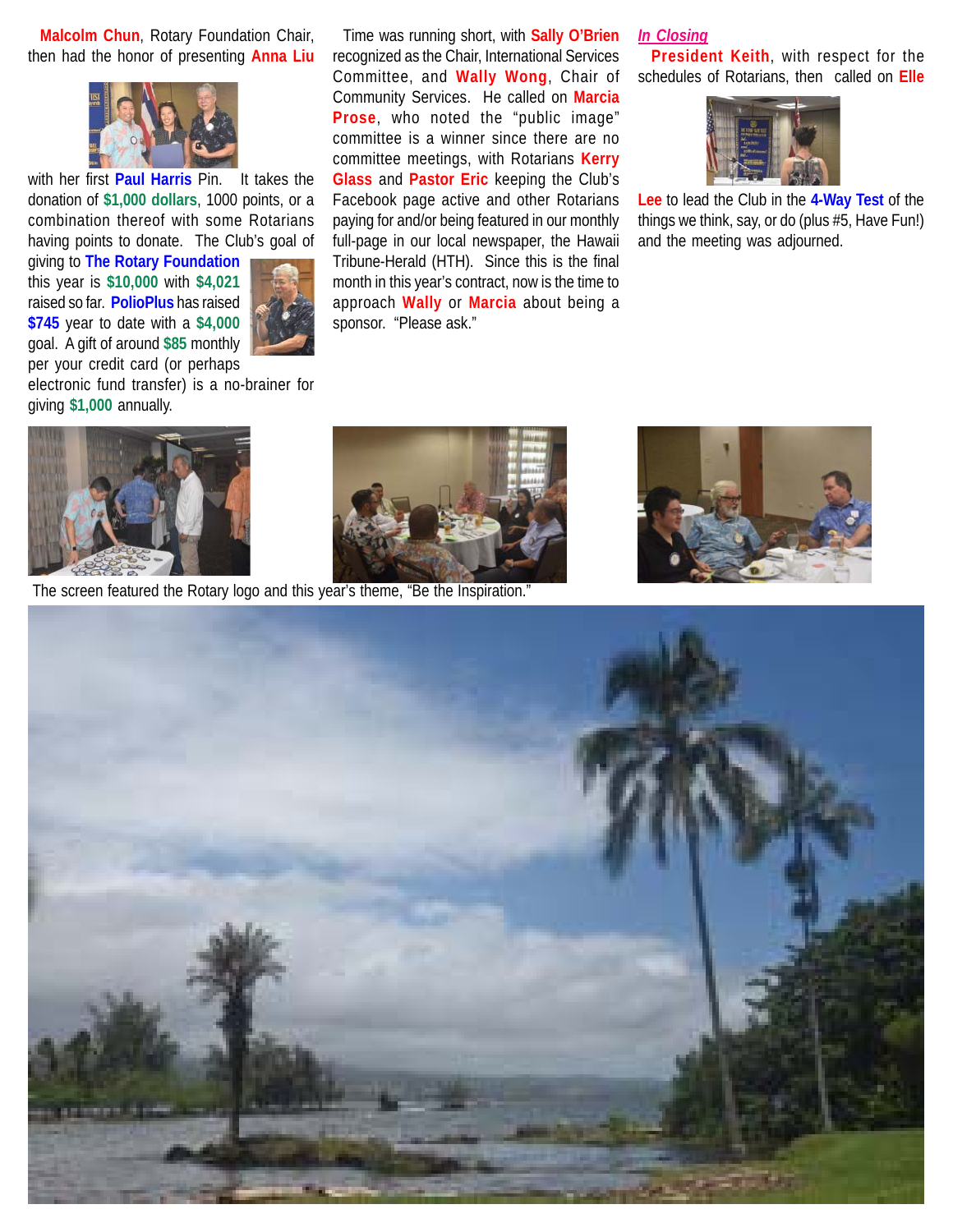**Malcolm Chun**, Rotary Foundation Chair, then had the honor of presenting **Anna Liu** with her first **Paul Harris** Pin. It takes the donation of **$1,000 dollars**, 1000 points, or a combination thereof with some Rotarians having points to donate. The Club's goal of giving to **The Rotary Foundation** this year is **$10,000** with **$4,021** raised so far. **PolioPlus** has raised **$745** year to date with a **$4,000** goal. A gift of around **$85** monthly per your credit card (or perhaps electronic fund transfer) is a no-brainer for giving **$1,000** annually.

Time was running short, with **Sally O'Brien** recognized as the Chair, International Services Committee, and **Wally Wong**, Chair of Community Services. He called on **Marcia Prose**, who noted the "public image" committee is a winner since there are no committee meetings, with Rotarians **Kerry Glass** and **Pastor Eric** keeping the Club's Facebook page active and other Rotarians paying for and/or being featured in our monthly full-page in our local newspaper, the Hawaii Tribune-Herald (HTH). Since this is the final month in this year's contract, now is the time to approach **Wally** or **Marcia** about being a sponsor. "Please ask."

***In Closing***

**President Keith**, with respect for the schedules of Rotarians, then called on **Elle Lee** to lead the Club in the **4-Way Test** of the things we think, say, or do (plus #5, Have Fun!) and the meeting was adjourned.

The screen featured the Rotary logo and this year's theme, "Be the Inspiration."